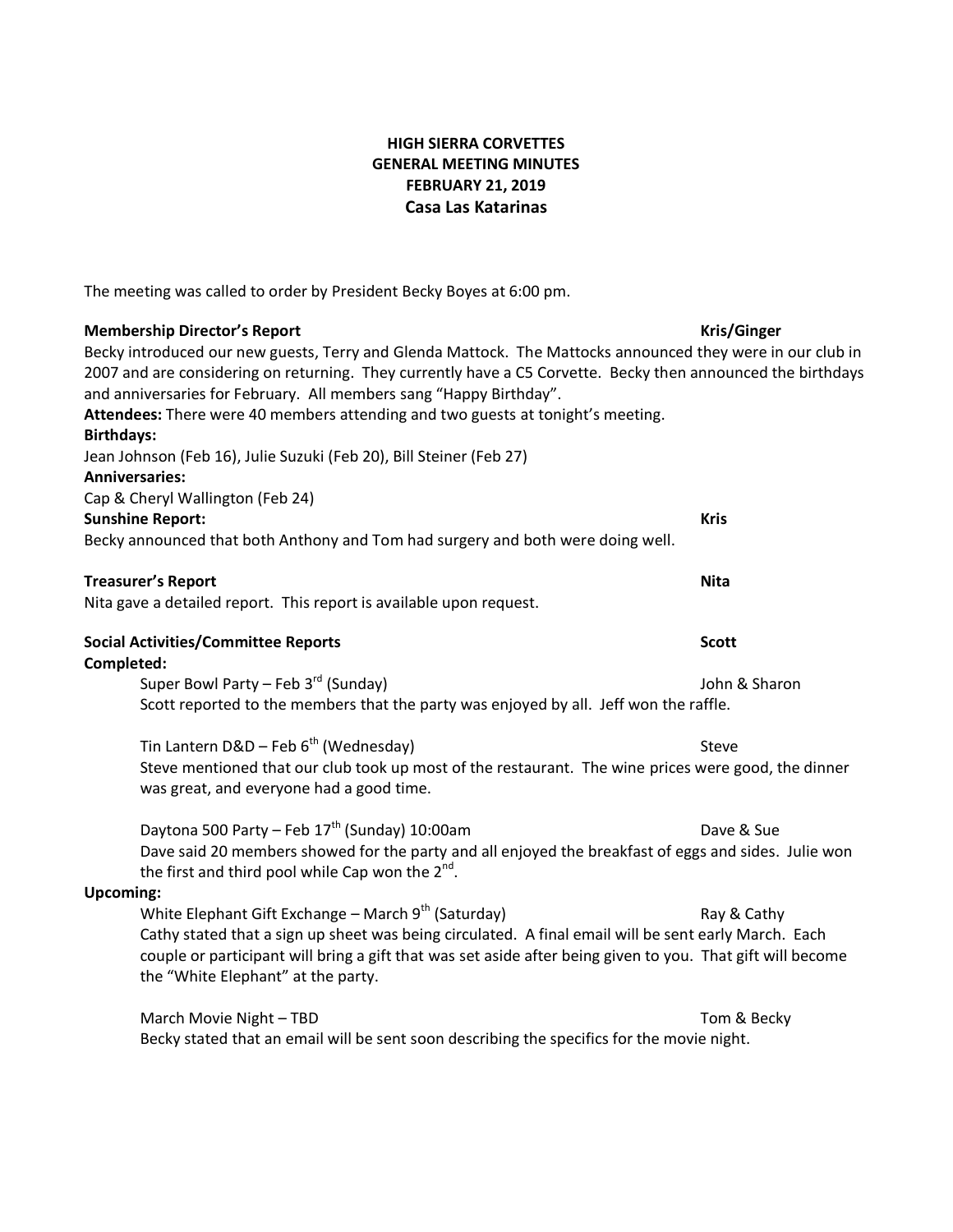# HIGH SIERRA CORVETTES
## GENERAL MEETING MINUTES
## FEBRUARY 21, 2019
## Casa Las Katarinas

The meeting was called to order by President Becky Boyes at 6:00 pm.

**Membership Director's Report** — **Kris/Ginger**

Becky introduced our new guests, Terry and Glenda Mattock. The Mattocks announced they were in our club in 2007 and are considering on returning. They currently have a C5 Corvette. Becky then announced the birthdays and anniversaries for February. All members sang "Happy Birthday".

**Attendees:** There were 40 members attending and two guests at tonight's meeting.

**Birthdays:**

Jean Johnson (Feb 16), Julie Suzuki (Feb 20), Bill Steiner (Feb 27)

**Anniversaries:**

Cap & Cheryl Wallington (Feb 24)

**Sunshine Report:** — **Kris**

Becky announced that both Anthony and Tom had surgery and both were doing well.

**Treasurer's Report** — **Nita**

Nita gave a detailed report. This report is available upon request.

**Social Activities/Committee Reports** — **Scott**

**Completed:**

Super Bowl Party – Feb 3rd (Sunday) — John & Sharon

Scott reported to the members that the party was enjoyed by all. Jeff won the raffle.

Tin Lantern D&D – Feb 6th (Wednesday) — Steve

Steve mentioned that our club took up most of the restaurant. The wine prices were good, the dinner was great, and everyone had a good time.

Daytona 500 Party – Feb 17th (Sunday) 10:00am — Dave & Sue

Dave said 20 members showed for the party and all enjoyed the breakfast of eggs and sides. Julie won the first and third pool while Cap won the 2nd.

**Upcoming:**

White Elephant Gift Exchange – March 9th (Saturday) — Ray & Cathy

Cathy stated that a sign up sheet was being circulated. A final email will be sent early March. Each couple or participant will bring a gift that was set aside after being given to you. That gift will become the "White Elephant" at the party.

March Movie Night – TBD — Tom & Becky

Becky stated that an email will be sent soon describing the specifics for the movie night.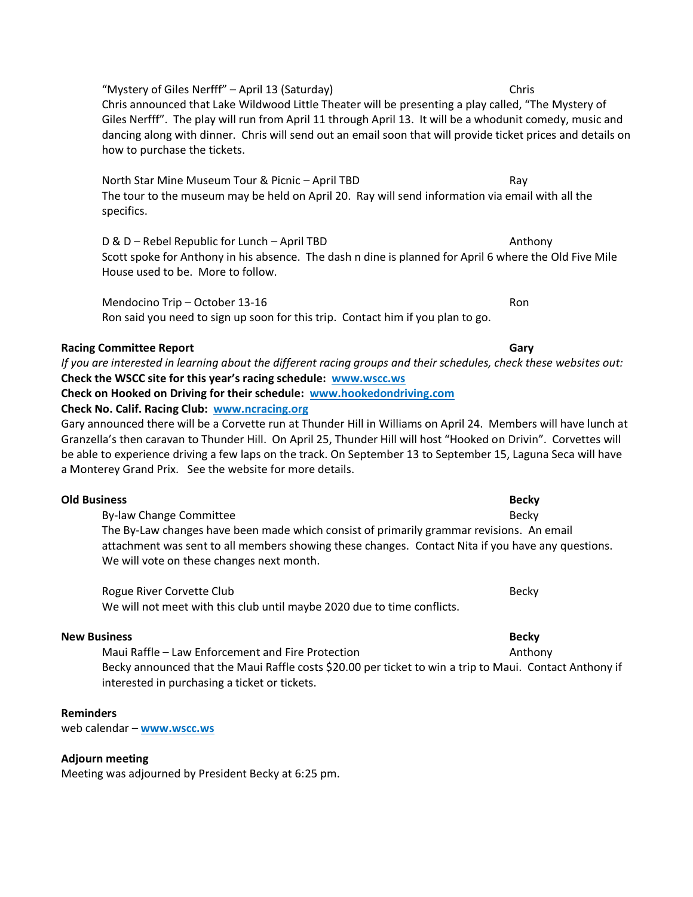"Mystery of Giles Nerfff" – April 13 (Saturday) Chris

Chris announced that Lake Wildwood Little Theater will be presenting a play called, "The Mystery of Giles Nerfff". The play will run from April 11 through April 13. It will be a whodunit comedy, music and dancing along with dinner. Chris will send out an email soon that will provide ticket prices and details on how to purchase the tickets.

North Star Mine Museum Tour & Picnic – April TBD Ray

The tour to the museum may be held on April 20. Ray will send information via email with all the specifics.

D & D – Rebel Republic for Lunch – April TBD Anthony

Scott spoke for Anthony in his absence. The dash n dine is planned for April 6 where the Old Five Mile House used to be. More to follow.

Mendocino Trip – October 13-16 Ron

Ron said you need to sign up soon for this trip. Contact him if you plan to go.

**Racing Committee Report** **Gary**

*If you are interested in learning about the different racing groups and their schedules, check these websites out:*

**Check the WSCC site for this year's racing schedule: [www.wscc.ws](www.wscc.ws)**

**Check on Hooked on Driving for their schedule: [www.hookedondriving.com](www.hookedondriving.com)**

**Check No. Calif. Racing Club: [www.ncracing.org](www.ncracing.org)**

Gary announced there will be a Corvette run at Thunder Hill in Williams on April 24. Members will have lunch at Granzella's then caravan to Thunder Hill. On April 25, Thunder Hill will host "Hooked on Drivin". Corvettes will be able to experience driving a few laps on the track. On September 13 to September 15, Laguna Seca will have a Monterey Grand Prix. See the website for more details.

**Old Business** **Becky**

By-law Change Committee Becky

The By-Law changes have been made which consist of primarily grammar revisions. An email attachment was sent to all members showing these changes. Contact Nita if you have any questions. We will vote on these changes next month.

Rogue River Corvette Club Becky

We will not meet with this club until maybe 2020 due to time conflicts.

**New Business** **Becky**

Maui Raffle – Law Enforcement and Fire Protection Anthony

Becky announced that the Maui Raffle costs $20.00 per ticket to win a trip to Maui. Contact Anthony if interested in purchasing a ticket or tickets.

**Reminders**

web calendar – **[www.wscc.ws](www.wscc.ws)**

**Adjourn meeting**

Meeting was adjourned by President Becky at 6:25 pm.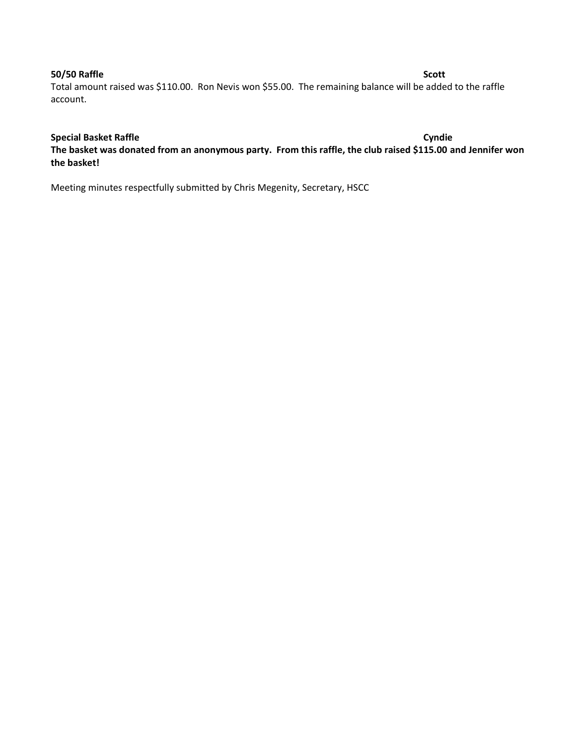**50/50 Raffle** **Scott**

Total amount raised was $110.00. Ron Nevis won $55.00. The remaining balance will be added to the raffle account.

**Special Basket Raffle** **Cyndie**

**The basket was donated from an anonymous party. From this raffle, the club raised $115.00 and Jennifer won the basket!**

Meeting minutes respectfully submitted by Chris Megenity, Secretary, HSCC